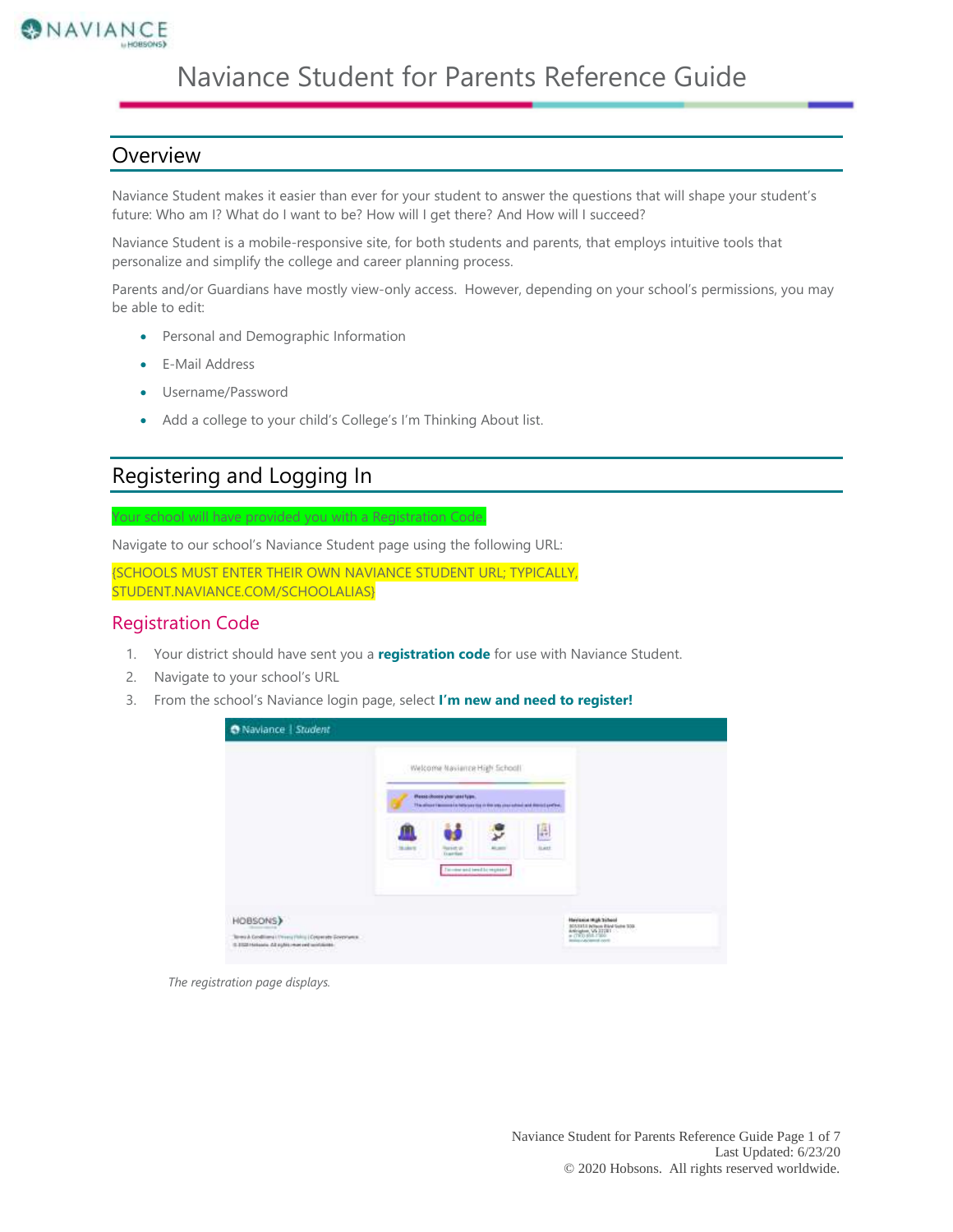# Naviance Student for Parents Reference Guide

## Overview

Naviance Student makes it easier than ever for your student to answer the questions that will shape your student's future: Who am I? What do I want to be? How will I get there? And How will I succeed?

Naviance Student is a mobile-responsive site, for both students and parents, that employs intuitive tools that personalize and simplify the college and career planning process.

Parents and/or Guardians have mostly view-only access. However, depending on your school's permissions, you may be able to edit:

- Personal and Demographic Information
- E-Mail Address
- Username/Password
- Add a college to your child's College's I'm Thinking About list.

## Registering and Logging In

Your school will have provided you with a Registration Code.

Navigate to our school's Naviance Student page using the following URL:

{SCHOOLS MUST ENTER THEIR OWN NAVIANCE STUDENT URL; TYPICALLY, STUDENT.NAVIANCE.COM/SCHOOLALIAS}

### Registration Code

1. Your district should have sent you a **registration code** for use with Naviance Student.
2. Navigate to your school's URL
3. From the school's Naviance login page, select **I'm new and need to register!**

*The registration page displays.*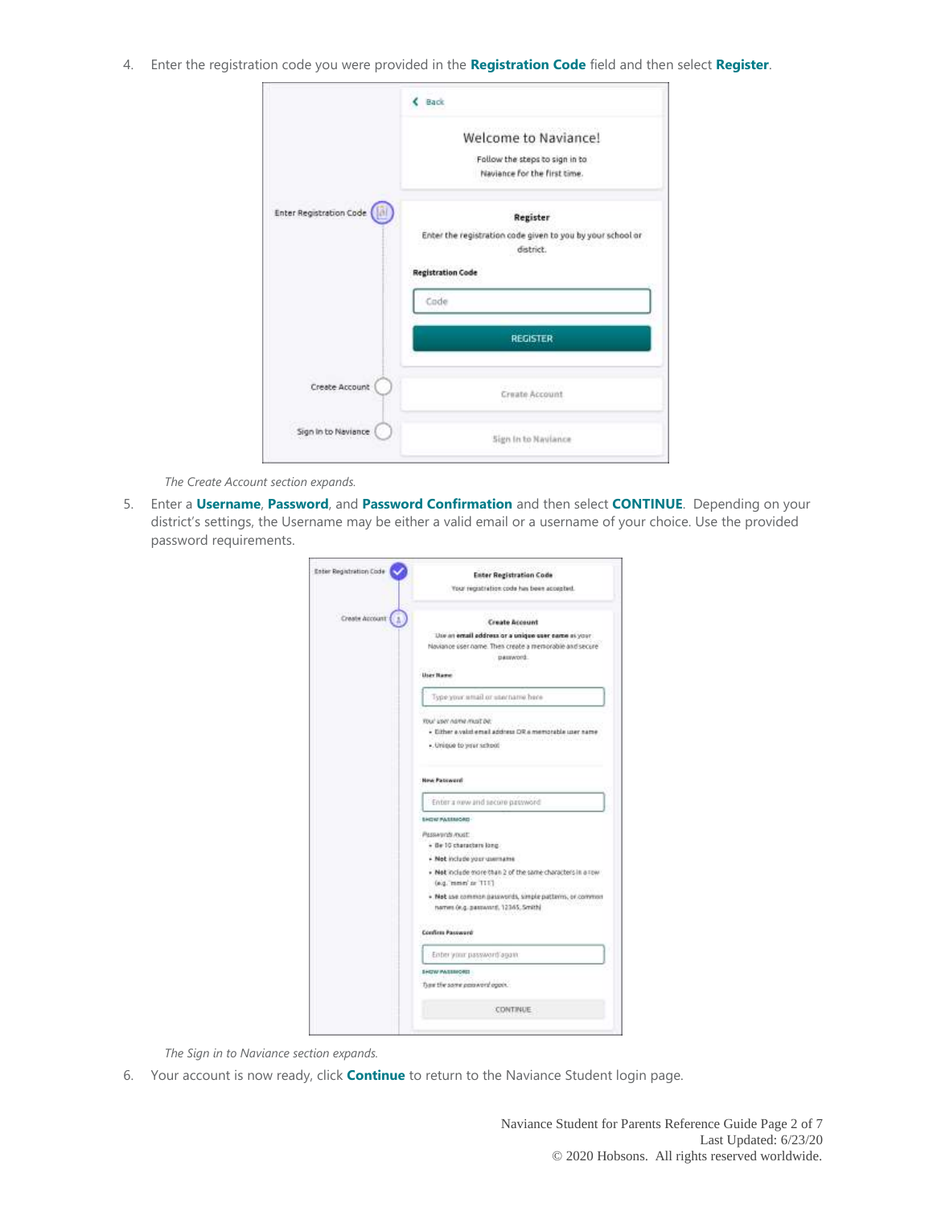4. Enter the registration code you were provided in the **Registration Code** field and then select **Register**.

   *The Create Account section expands.*

5. Enter a **Username**, **Password**, and **Password Confirmation** and then select **CONTINUE**. Depending on your district's settings, the Username may be either a valid email or a username of your choice. Use the provided password requirements.

   *The Sign in to Naviance section expands.*

6. Your account is now ready, click **Continue** to return to the Naviance Student login page.

Naviance Student for Parents Reference Guide

Last Updated: 6/23/20

© 2020 Hobsons. All rights reserved worldwide.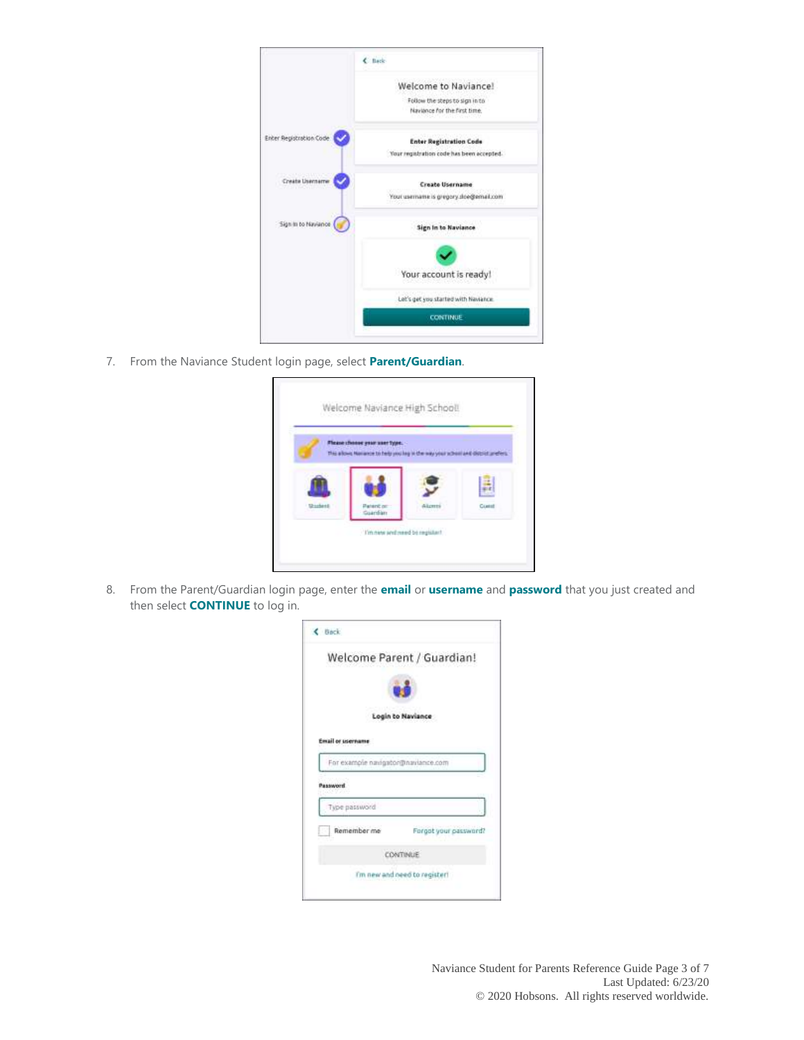7. From the Naviance Student login page, select **Parent/Guardian**.

8. From the Parent/Guardian login page, enter the **email** or **username** and **password** that you just created and then select **CONTINUE** to log in.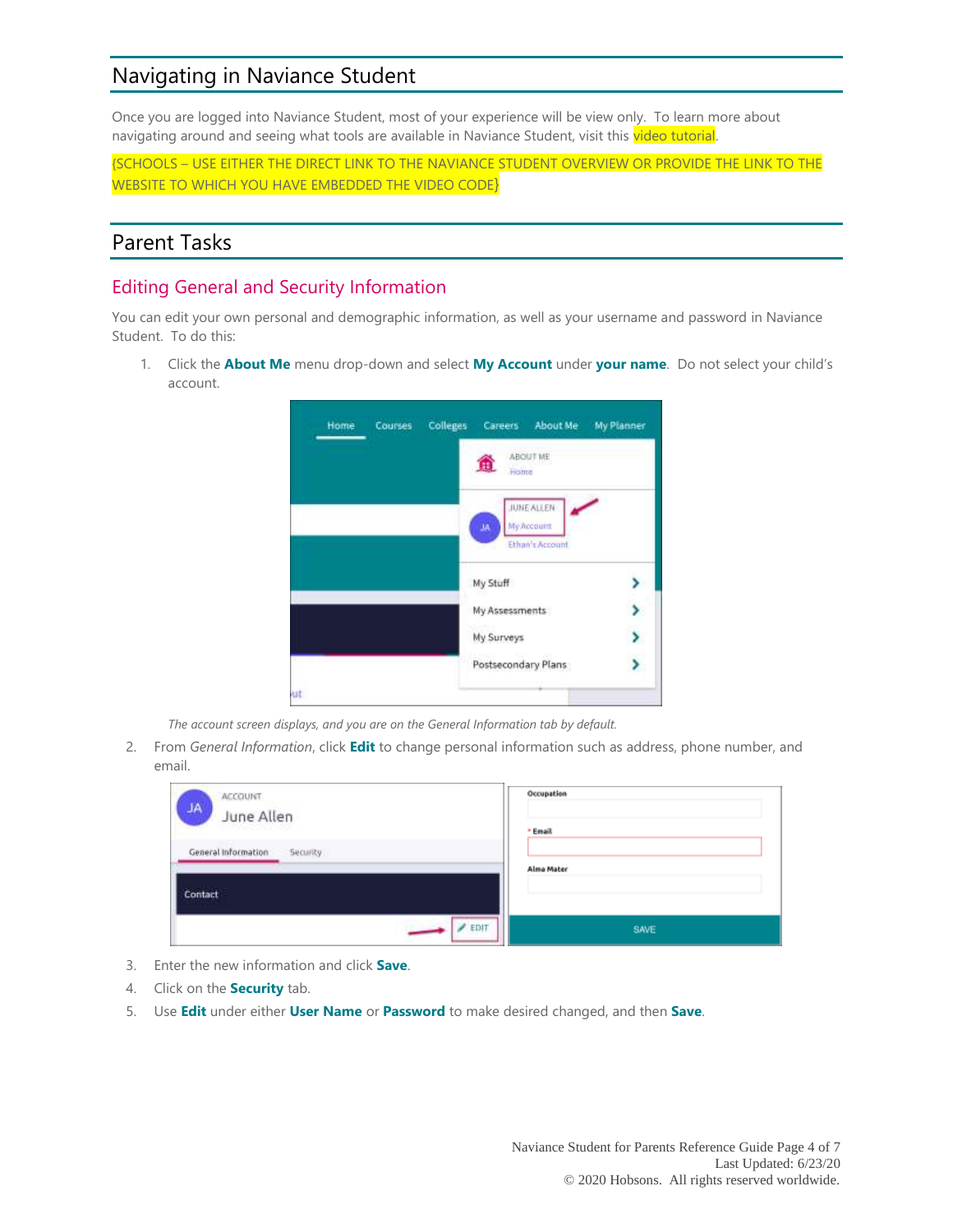# Navigating in Naviance Student

Once you are logged into Naviance Student, most of your experience will be view only. To learn more about navigating around and seeing what tools are available in Naviance Student, visit this video tutorial.

{SCHOOLS – USE EITHER THE DIRECT LINK TO THE NAVIANCE STUDENT OVERVIEW OR PROVIDE THE LINK TO THE WEBSITE TO WHICH YOU HAVE EMBEDDED THE VIDEO CODE}

# Parent Tasks

## Editing General and Security Information

You can edit your own personal and demographic information, as well as your username and password in Naviance Student. To do this:

1. Click the **About Me** menu drop-down and select **My Account** under **your name**. Do not select your child's account.

   *The account screen displays, and you are on the General Information tab by default.*

2. From *General Information*, click **Edit** to change personal information such as address, phone number, and email.
3. Enter the new information and click **Save**.
4. Click on the **Security** tab.
5. Use **Edit** under either **User Name** or **Password** to make desired changed, and then **Save**.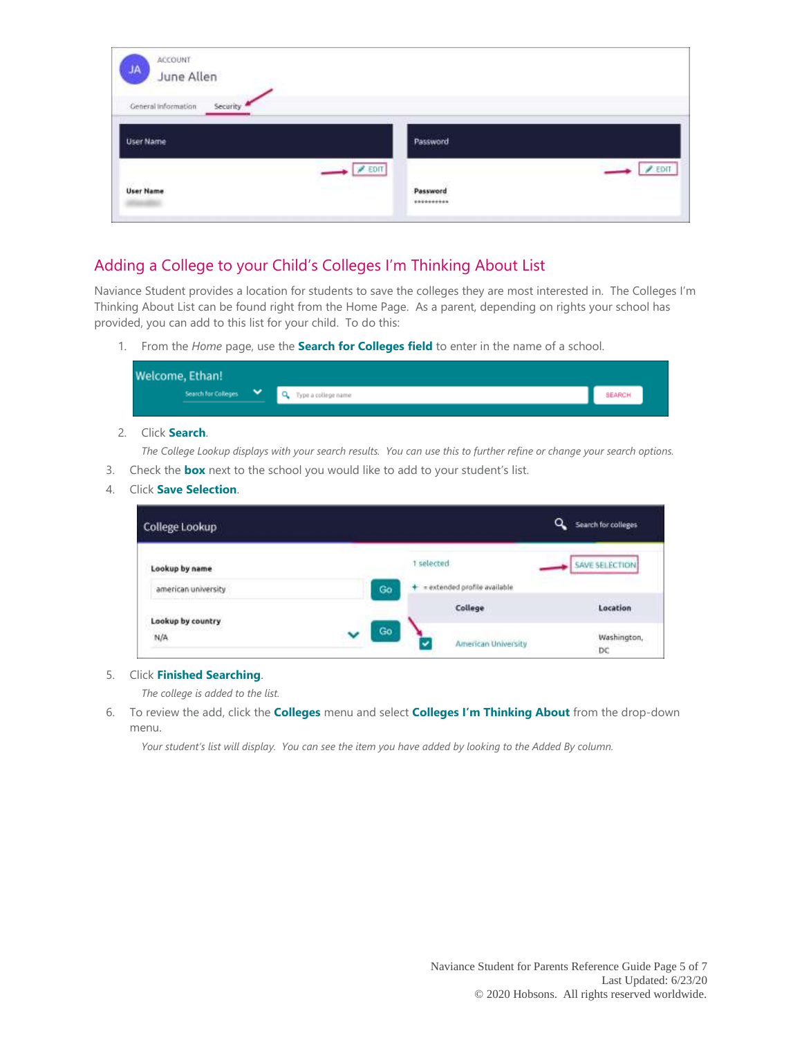## Adding a College to your Child's Colleges I'm Thinking About List

Naviance Student provides a location for students to save the colleges they are most interested in. The Colleges I'm Thinking About List can be found right from the Home Page. As a parent, depending on rights your school has provided, you can add to this list for your child. To do this:

1. From the *Home* page, use the **Search for Colleges field** to enter in the name of a school.
2. Click **Search**.

   *The College Lookup displays with your search results. You can use this to further refine or change your search options.*

3. Check the **box** next to the school you would like to add to your student's list.
4. Click **Save Selection**.
5. Click **Finished Searching**.

   *The college is added to the list.*

6. To review the add, click the **Colleges** menu and select **Colleges I'm Thinking About** from the drop-down menu.

   *Your student's list will display. You can see the item you have added by looking to the Added By column.*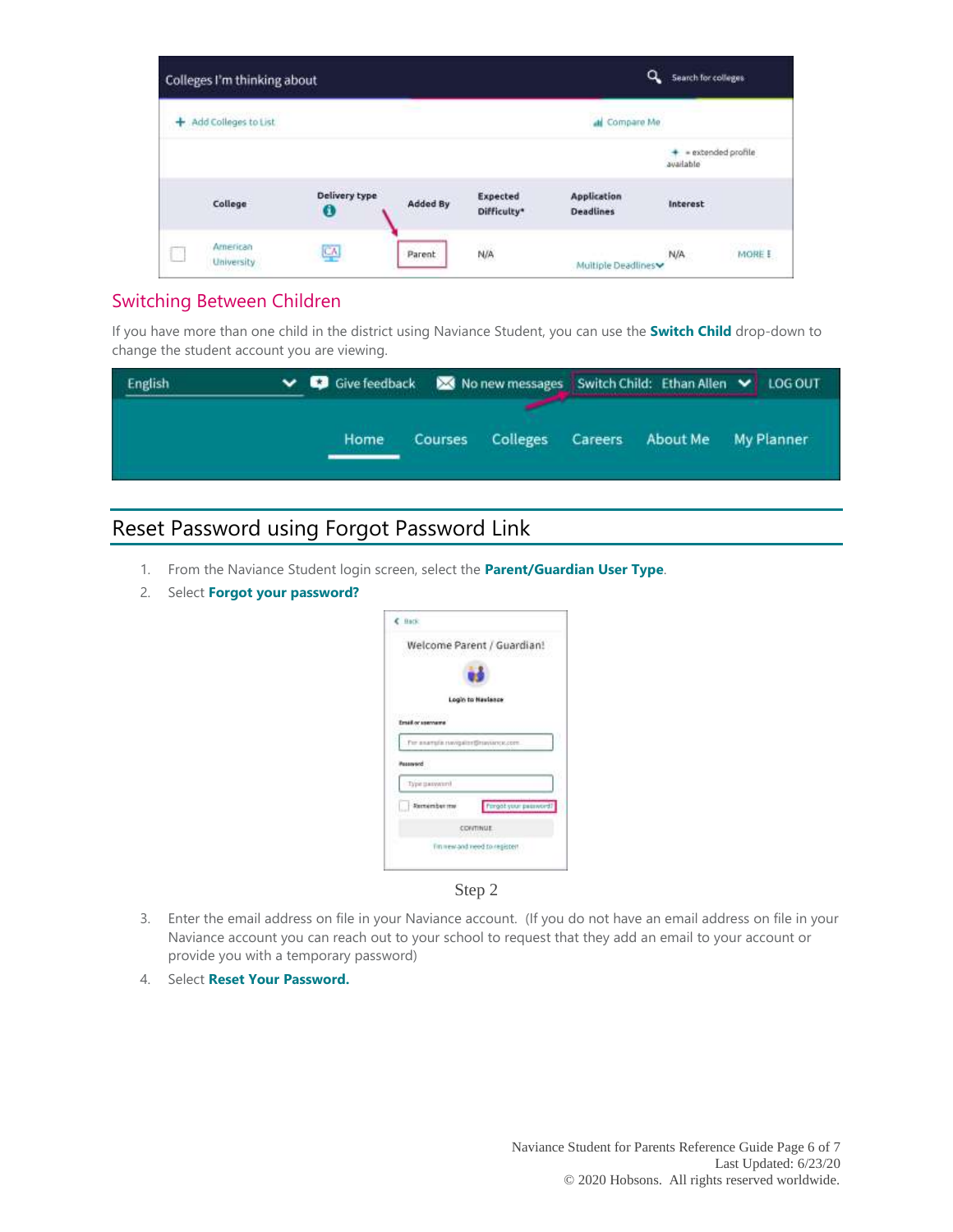## Switching Between Children

If you have more than one child in the district using Naviance Student, you can use the **Switch Child** drop-down to change the student account you are viewing.

## Reset Password using Forgot Password Link

1. From the Naviance Student login screen, select the **Parent/Guardian User Type**.
2. Select **Forgot your password?**

Step 2

3. Enter the email address on file in your Naviance account. (If you do not have an email address on file in your Naviance account you can reach out to your school to request that they add an email to your account or provide you with a temporary password)
4. Select **Reset Your Password.**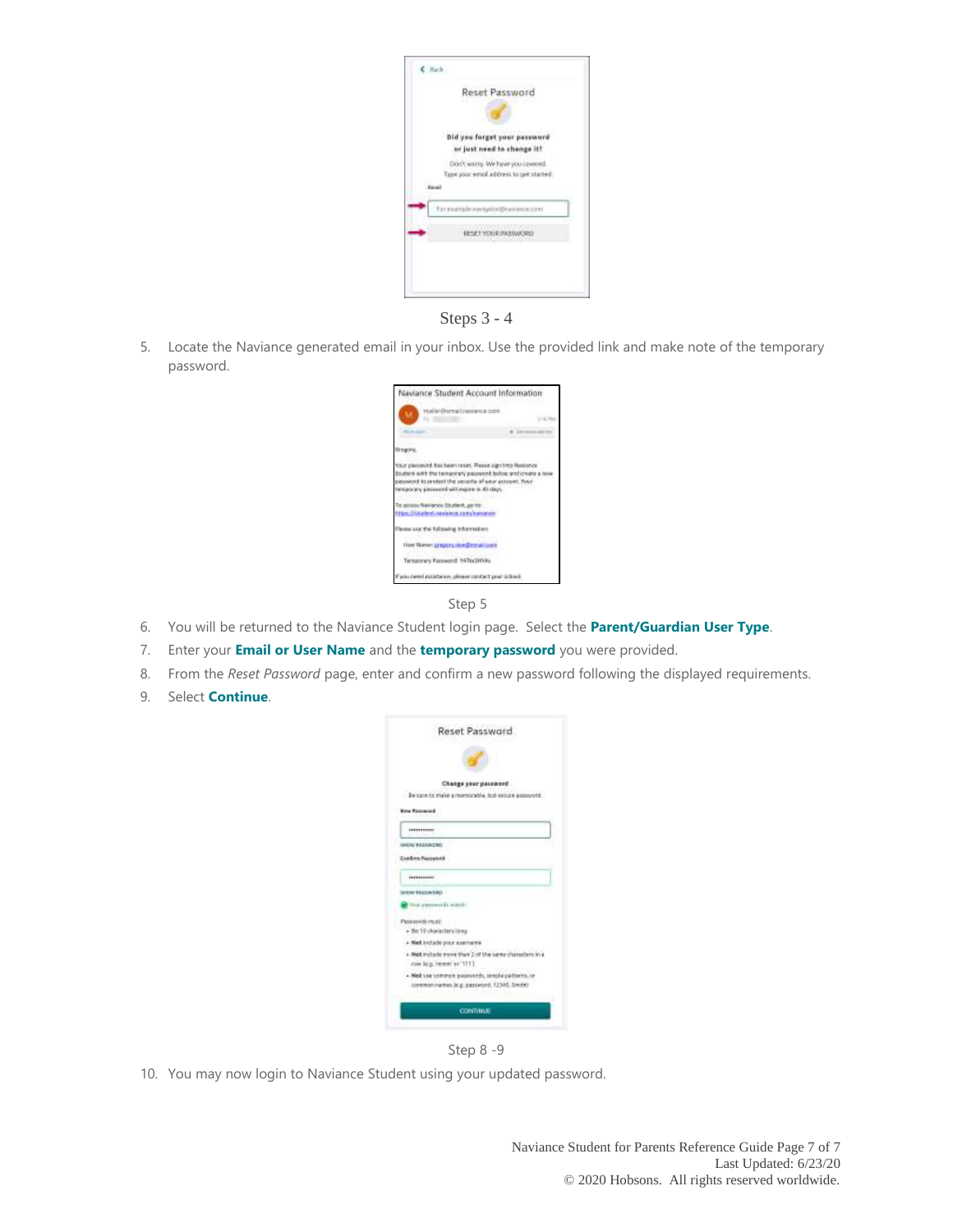Steps 3 - 4

5. Locate the Naviance generated email in your inbox. Use the provided link and make note of the temporary password.

Step 5

6. You will be returned to the Naviance Student login page. Select the **Parent/Guardian User Type**.
7. Enter your **Email or User Name** and the **temporary password** you were provided.
8. From the *Reset Password* page, enter and confirm a new password following the displayed requirements.
9. Select **Continue**.

Step 8 -9

10. You may now login to Naviance Student using your updated password.